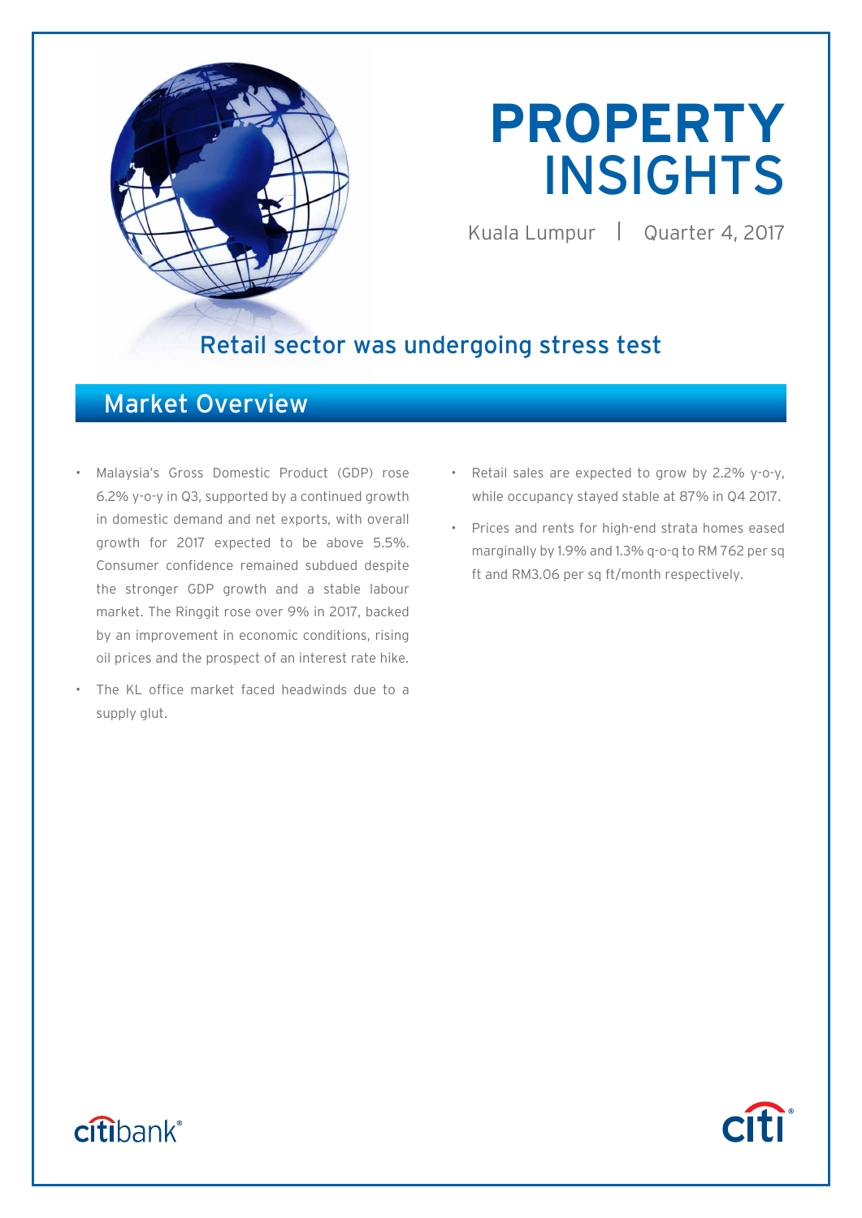# PROPERTY INSIGHTS

Kuala Lumpur | Quarter 4, 2017

## Retail sector was undergoing stress test

## Market Overview

- Malaysia's Gross Domestic Product (GDP) rose 6.2% y-o-y in Q3, supported by a continued growth in domestic demand and net exports, with overall growth for 2017 expected to be above 5.5%. Consumer confidence remained subdued despite the stronger GDP growth and a stable labour market. The Ringgit rose over 9% in 2017, backed by an improvement in economic conditions, rising oil prices and the prospect of an interest rate hike.
- The KL office market faced headwinds due to a supply glut.
- Retail sales are expected to grow by 2.2% y-o-y, while occupancy stayed stable at 87% in Q4 2017.
- Prices and rents for high-end strata homes eased marginally by 1.9% and 1.3% q-o-q to RM 762 per sq ft and RM3.06 per sq ft/month respectively.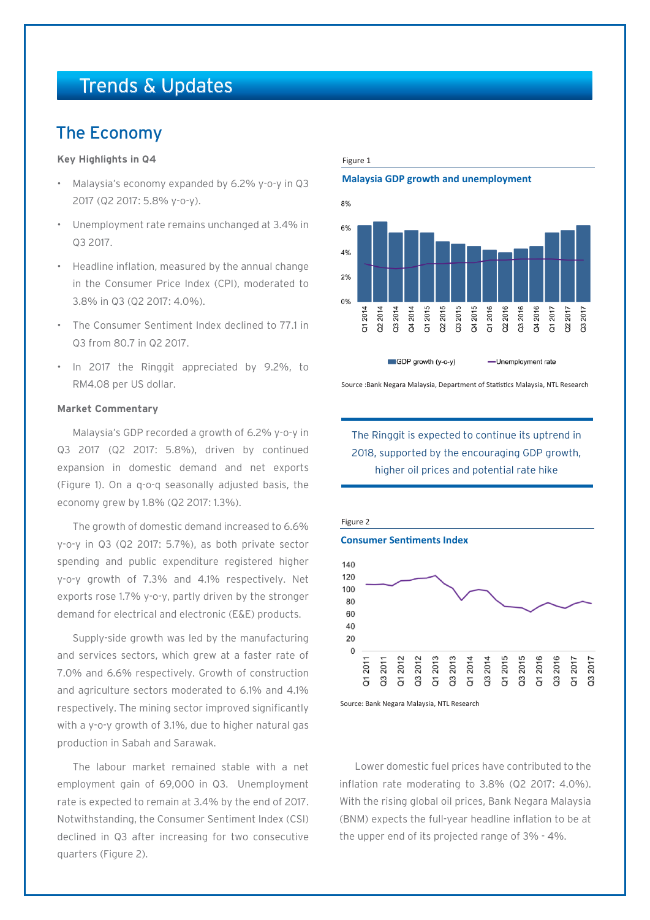# Trends & Updates

## The Economy

**Key Highlights in Q4**

- Malaysia's economy expanded by 6.2% y-o-y in Q3 2017 (Q2 2017: 5.8% y-o-y).
- Unemployment rate remains unchanged at 3.4% in Q3 2017.
- Headline inflation, measured by the annual change in the Consumer Price Index (CPI), moderated to 3.8% in Q3 (Q2 2017: 4.0%).
- The Consumer Sentiment Index declined to 77.1 in Q3 from 80.7 in Q2 2017.
- In 2017 the Ringgit appreciated by 9.2%, to RM4.08 per US dollar.

**Market Commentary**

Malaysia's GDP recorded a growth of 6.2% y-o-y in Q3 2017 (Q2 2017: 5.8%), driven by continued expansion in domestic demand and net exports (Figure 1). On a q-o-q seasonally adjusted basis, the economy grew by 1.8% (Q2 2017: 1.3%).

The growth of domestic demand increased to 6.6% y-o-y in Q3 (Q2 2017: 5.7%), as both private sector spending and public expenditure registered higher y-o-y growth of 7.3% and 4.1% respectively. Net exports rose 1.7% y-o-y, partly driven by the stronger demand for electrical and electronic (E&E) products.

Supply-side growth was led by the manufacturing and services sectors, which grew at a faster rate of 7.0% and 6.6% respectively. Growth of construction and agriculture sectors moderated to 6.1% and 4.1% respectively. The mining sector improved significantly with a y-o-y growth of 3.1%, due to higher natural gas production in Sabah and Sarawak.

The labour market remained stable with a net employment gain of 69,000 in Q3. Unemployment rate is expected to remain at 3.4% by the end of 2017. Notwithstanding, the Consumer Sentiment Index (CSI) declined in Q3 after increasing for two consecutive quarters (Figure 2).

Figure 1

**Malaysia GDP growth and unemployment**

Source :Bank Negara Malaysia, Department of Statistics Malaysia, NTL Research

> The Ringgit is expected to continue its uptrend in 2018, supported by the encouraging GDP growth, higher oil prices and potential rate hike

Figure 2

**Consumer Sentiments Index**

Source: Bank Negara Malaysia, NTL Research

Lower domestic fuel prices have contributed to the inflation rate moderating to 3.8% (Q2 2017: 4.0%). With the rising global oil prices, Bank Negara Malaysia (BNM) expects the full-year headline inflation to be at the upper end of its projected range of 3% - 4%.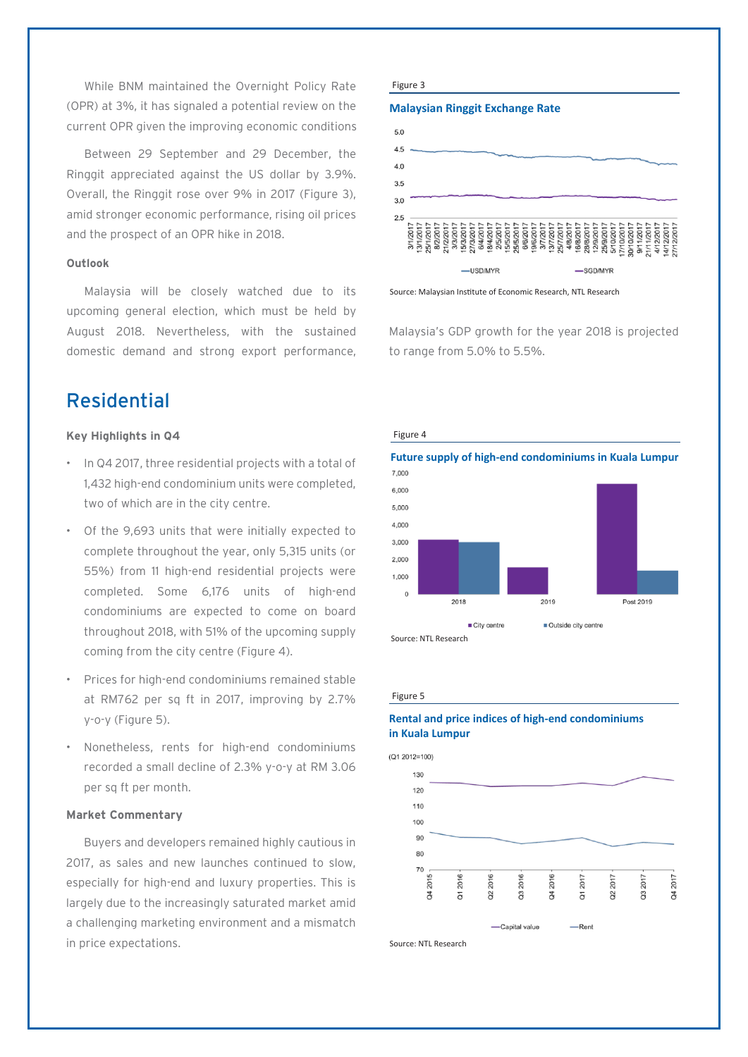While BNM maintained the Overnight Policy Rate (OPR) at 3%, it has signaled a potential review on the current OPR given the improving economic conditions

Between 29 September and 29 December, the Ringgit appreciated against the US dollar by 3.9%. Overall, the Ringgit rose over 9% in 2017 (Figure 3), amid stronger economic performance, rising oil prices and the prospect of an OPR hike in 2018.

**Outlook**

Malaysia will be closely watched due to its upcoming general election, which must be held by August 2018. Nevertheless, with the sustained domestic demand and strong export performance, Malaysia's GDP growth for the year 2018 is projected to range from 5.0% to 5.5%.

Figure 3

**Malaysian Ringgit Exchange Rate**

Source: Malaysian Institute of Economic Research, NTL Research

## Residential

**Key Highlights in Q4**

- In Q4 2017, three residential projects with a total of 1,432 high-end condominium units were completed, two of which are in the city centre.
- Of the 9,693 units that were initially expected to complete throughout the year, only 5,315 units (or 55%) from 11 high-end residential projects were completed. Some 6,176 units of high-end condominiums are expected to come on board throughout 2018, with 51% of the upcoming supply coming from the city centre (Figure 4).
- Prices for high-end condominiums remained stable at RM762 per sq ft in 2017, improving by 2.7% y-o-y (Figure 5).
- Nonetheless, rents for high-end condominiums recorded a small decline of 2.3% y-o-y at RM 3.06 per sq ft per month.

**Market Commentary**

Buyers and developers remained highly cautious in 2017, as sales and new launches continued to slow, especially for high-end and luxury properties. This is largely due to the increasingly saturated market amid a challenging marketing environment and a mismatch in price expectations.

Figure 4

**Future supply of high-end condominiums in Kuala Lumpur**

Source: NTL Research

Figure 5

**Rental and price indices of high-end condominiums in Kuala Lumpur**

Source: NTL Research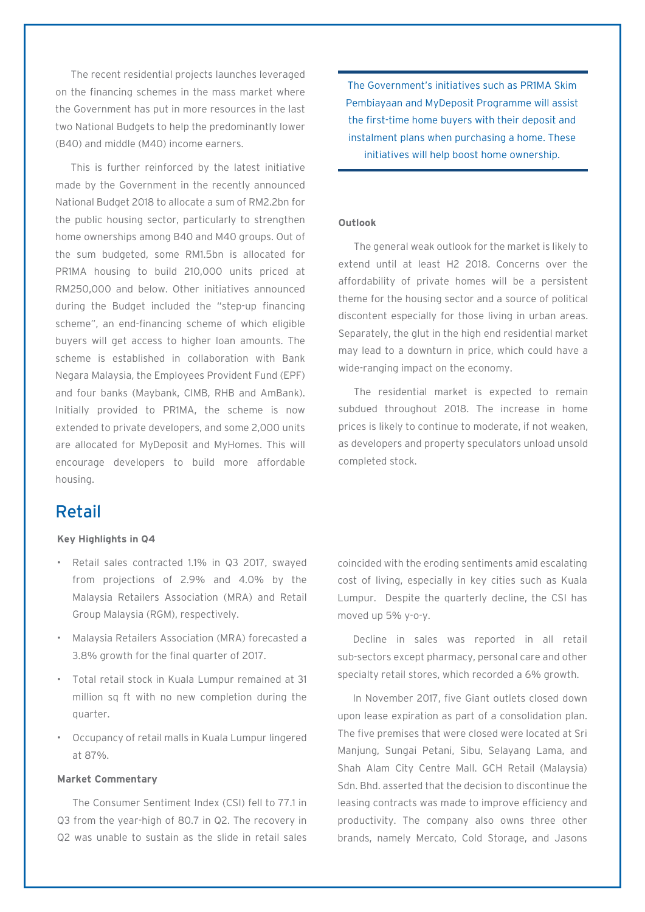The recent residential projects launches leveraged on the financing schemes in the mass market where the Government has put in more resources in the last two National Budgets to help the predominantly lower (B40) and middle (M40) income earners.

This is further reinforced by the latest initiative made by the Government in the recently announced National Budget 2018 to allocate a sum of RM2.2bn for the public housing sector, particularly to strengthen home ownerships among B40 and M40 groups. Out of the sum budgeted, some RM1.5bn is allocated for PR1MA housing to build 210,000 units priced at RM250,000 and below. Other initiatives announced during the Budget included the "step-up financing scheme", an end-financing scheme of which eligible buyers will get access to higher loan amounts. The scheme is established in collaboration with Bank Negara Malaysia, the Employees Provident Fund (EPF) and four banks (Maybank, CIMB, RHB and AmBank). Initially provided to PR1MA, the scheme is now extended to private developers, and some 2,000 units are allocated for MyDeposit and MyHomes. This will encourage developers to build more affordable housing.

> The Government's initiatives such as PR1MA Skim Pembiayaan and MyDeposit Programme will assist the first-time home buyers with their deposit and instalment plans when purchasing a home. These initiatives will help boost home ownership.

**Outlook**

The general weak outlook for the market is likely to extend until at least H2 2018. Concerns over the affordability of private homes will be a persistent theme for the housing sector and a source of political discontent especially for those living in urban areas. Separately, the glut in the high end residential market may lead to a downturn in price, which could have a wide-ranging impact on the economy.

The residential market is expected to remain subdued throughout 2018. The increase in home prices is likely to continue to moderate, if not weaken, as developers and property speculators unload unsold completed stock.

## Retail

**Key Highlights in Q4**

- Retail sales contracted 1.1% in Q3 2017, swayed from projections of 2.9% and 4.0% by the Malaysia Retailers Association (MRA) and Retail Group Malaysia (RGM), respectively.
- Malaysia Retailers Association (MRA) forecasted a 3.8% growth for the final quarter of 2017.
- Total retail stock in Kuala Lumpur remained at 31 million sq ft with no new completion during the quarter.
- Occupancy of retail malls in Kuala Lumpur lingered at 87%.

**Market Commentary**

The Consumer Sentiment Index (CSI) fell to 77.1 in Q3 from the year-high of 80.7 in Q2. The recovery in Q2 was unable to sustain as the slide in retail sales coincided with the eroding sentiments amid escalating cost of living, especially in key cities such as Kuala Lumpur. Despite the quarterly decline, the CSI has moved up 5% y-o-y.

Decline in sales was reported in all retail sub-sectors except pharmacy, personal care and other specialty retail stores, which recorded a 6% growth.

In November 2017, five Giant outlets closed down upon lease expiration as part of a consolidation plan. The five premises that were closed were located at Sri Manjung, Sungai Petani, Sibu, Selayang Lama, and Shah Alam City Centre Mall. GCH Retail (Malaysia) Sdn. Bhd. asserted that the decision to discontinue the leasing contracts was made to improve efficiency and productivity. The company also owns three other brands, namely Mercato, Cold Storage, and Jasons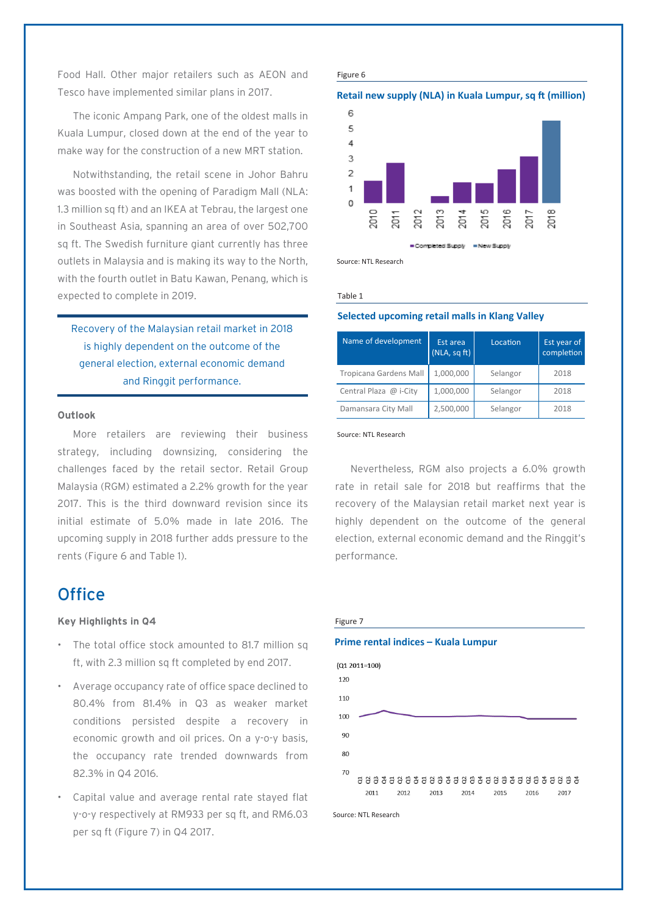Food Hall. Other major retailers such as AEON and Tesco have implemented similar plans in 2017.

The iconic Ampang Park, one of the oldest malls in Kuala Lumpur, closed down at the end of the year to make way for the construction of a new MRT station.

Notwithstanding, the retail scene in Johor Bahru was boosted with the opening of Paradigm Mall (NLA: 1.3 million sq ft) and an IKEA at Tebrau, the largest one in Southeast Asia, spanning an area of over 502,700 sq ft. The Swedish furniture giant currently has three outlets in Malaysia and is making its way to the North, with the fourth outlet in Batu Kawan, Penang, which is expected to complete in 2019.

> Recovery of the Malaysian retail market in 2018 is highly dependent on the outcome of the general election, external economic demand and Ringgit performance.

**Outlook**

More retailers are reviewing their business strategy, including downsizing, considering the challenges faced by the retail sector. Retail Group Malaysia (RGM) estimated a 2.2% growth for the year 2017. This is the third downward revision since its initial estimate of 5.0% made in late 2016. The upcoming supply in 2018 further adds pressure to the rents (Figure 6 and Table 1).

Figure 6

**Retail new supply (NLA) in Kuala Lumpur, sq ft (million)**

Source: NTL Research

Table 1

**Selected upcoming retail malls in Klang Valley**

| Name of development | Est area (NLA, sq ft) | Location | Est year of completion |
|---|---|---|---|
| Tropicana Gardens Mall | 1,000,000 | Selangor | 2018 |
| Central Plaza @ i-City | 1,000,000 | Selangor | 2018 |
| Damansara City Mall | 2,500,000 | Selangor | 2018 |

Source: NTL Research

Nevertheless, RGM also projects a 6.0% growth rate in retail sale for 2018 but reaffirms that the recovery of the Malaysian retail market next year is highly dependent on the outcome of the general election, external economic demand and the Ringgit's performance.

## Office

**Key Highlights in Q4**

- The total office stock amounted to 81.7 million sq ft, with 2.3 million sq ft completed by end 2017.
- Average occupancy rate of office space declined to 80.4% from 81.4% in Q3 as weaker market conditions persisted despite a recovery in economic growth and oil prices. On a y-o-y basis, the occupancy rate trended downwards from 82.3% in Q4 2016.
- Capital value and average rental rate stayed flat y-o-y respectively at RM933 per sq ft, and RM6.03 per sq ft (Figure 7) in Q4 2017.

Figure 7

**Prime rental indices – Kuala Lumpur**

Source: NTL Research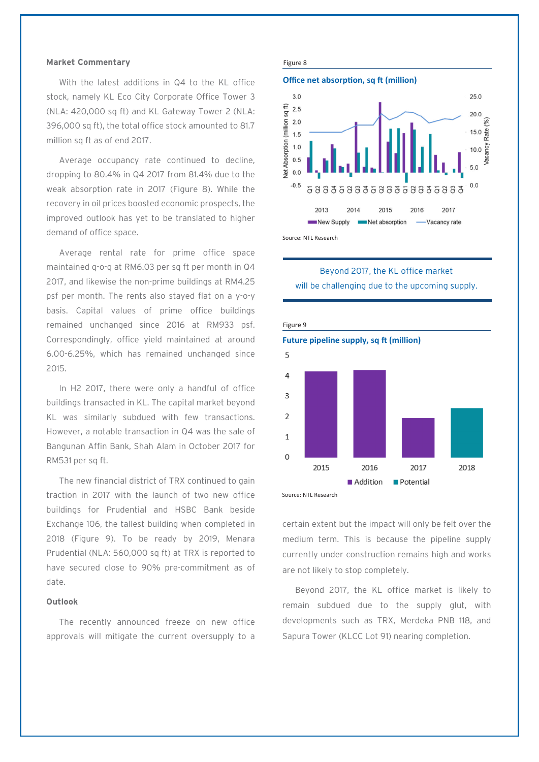## Market Commentary

With the latest additions in Q4 to the KL office stock, namely KL Eco City Corporate Office Tower 3 (NLA: 420,000 sq ft) and KL Gateway Tower 2 (NLA: 396,000 sq ft), the total office stock amounted to 81.7 million sq ft as of end 2017.

Average occupancy rate continued to decline, dropping to 80.4% in Q4 2017 from 81.4% due to the weak absorption rate in 2017 (Figure 8). While the recovery in oil prices boosted economic prospects, the improved outlook has yet to be translated to higher demand of office space.

Average rental rate for prime office space maintained q-o-q at RM6.03 per sq ft per month in Q4 2017, and likewise the non-prime buildings at RM4.25 psf per month. The rents also stayed flat on a y-o-y basis. Capital values of prime office buildings remained unchanged since 2016 at RM933 psf. Correspondingly, office yield maintained at around 6.00-6.25%, which has remained unchanged since 2015.

In H2 2017, there were only a handful of office buildings transacted in KL. The capital market beyond KL was similarly subdued with few transactions. However, a notable transaction in Q4 was the sale of Bangunan Affin Bank, Shah Alam in October 2017 for RM531 per sq ft.

The new financial district of TRX continued to gain traction in 2017 with the launch of two new office buildings for Prudential and HSBC Bank beside Exchange 106, the tallest building when completed in 2018 (Figure 9). To be ready by 2019, Menara Prudential (NLA: 560,000 sq ft) at TRX is reported to have secured close to 90% pre-commitment as of date.

## Outlook

The recently announced freeze on new office approvals will mitigate the current oversupply to a certain extent but the impact will only be felt over the medium term. This is because the pipeline supply currently under construction remains high and works are not likely to stop completely.

Beyond 2017, the KL office market is likely to remain subdued due to the supply glut, with developments such as TRX, Merdeka PNB 118, and Sapura Tower (KLCC Lot 91) nearing completion.

Figure 8

**Office net absorption, sq ft (million)**

Source: NTL Research

> Beyond 2017, the KL office market will be challenging due to the upcoming supply.

Figure 9

**Future pipeline supply, sq ft (million)**

Source: NTL Research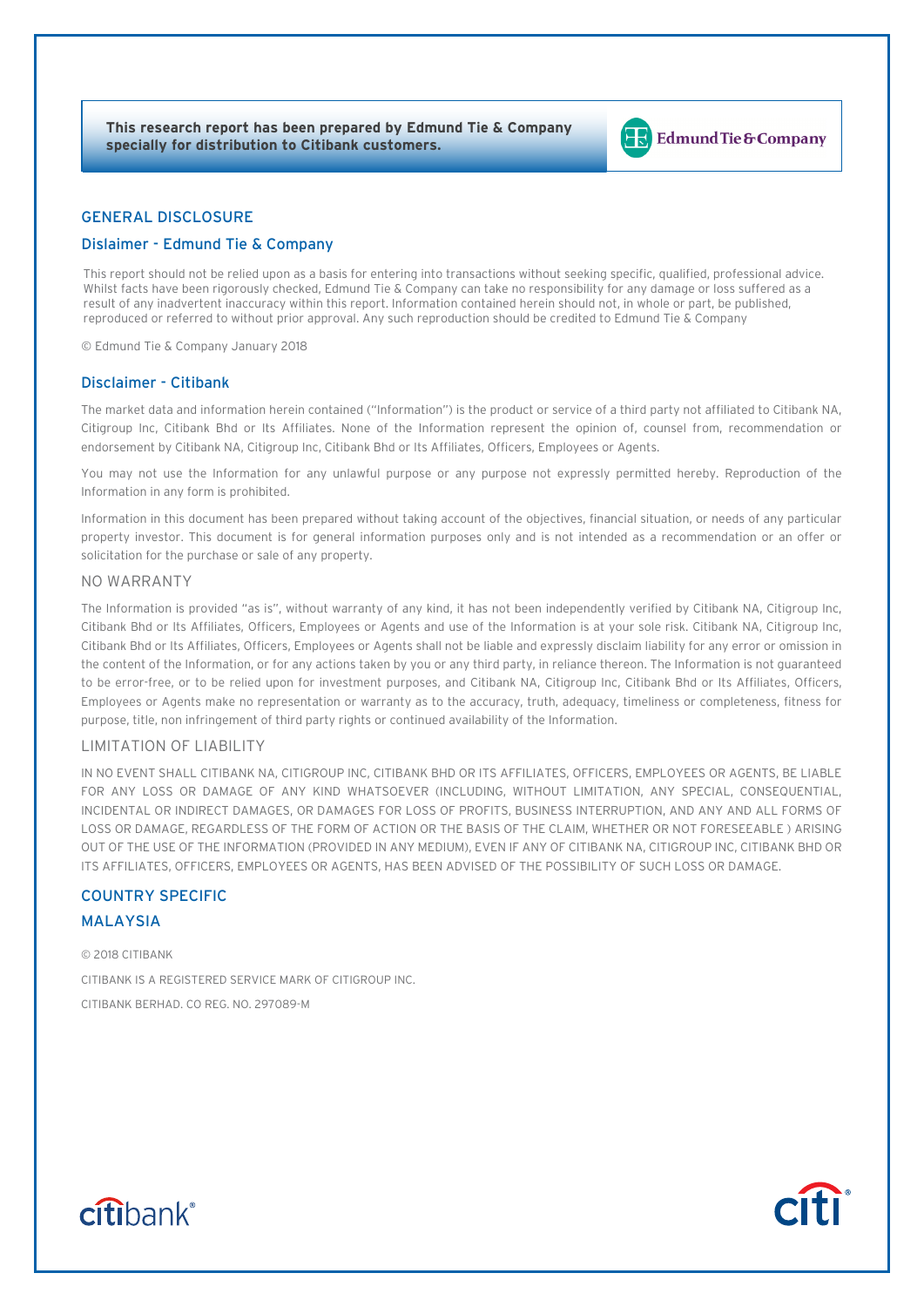**This research report has been prepared by Edmund Tie & Company specially for distribution to Citibank customers.**

## GENERAL DISCLOSURE

### Dislaimer - Edmund Tie & Company

This report should not be relied upon as a basis for entering into transactions without seeking specific, qualified, professional advice. Whilst facts have been rigorously checked, Edmund Tie & Company can take no responsibility for any damage or loss suffered as a result of any inadvertent inaccuracy within this report. Information contained herein should not, in whole or part, be published, reproduced or referred to without prior approval. Any such reproduction should be credited to Edmund Tie & Company

© Edmund Tie & Company January 2018

### Disclaimer - Citibank

The market data and information herein contained ("Information") is the product or service of a third party not affiliated to Citibank NA, Citigroup Inc, Citibank Bhd or Its Affiliates. None of the Information represent the opinion of, counsel from, recommendation or endorsement by Citibank NA, Citigroup Inc, Citibank Bhd or Its Affiliates, Officers, Employees or Agents.

You may not use the Information for any unlawful purpose or any purpose not expressly permitted hereby. Reproduction of the Information in any form is prohibited.

Information in this document has been prepared without taking account of the objectives, financial situation, or needs of any particular property investor. This document is for general information purposes only and is not intended as a recommendation or an offer or solicitation for the purchase or sale of any property.

#### NO WARRANTY

The Information is provided "as is", without warranty of any kind, it has not been independently verified by Citibank NA, Citigroup Inc, Citibank Bhd or Its Affiliates, Officers, Employees or Agents and use of the Information is at your sole risk. Citibank NA, Citigroup Inc, Citibank Bhd or Its Affiliates, Officers, Employees or Agents shall not be liable and expressly disclaim liability for any error or omission in the content of the Information, or for any actions taken by you or any third party, in reliance thereon. The Information is not guaranteed to be error-free, or to be relied upon for investment purposes, and Citibank NA, Citigroup Inc, Citibank Bhd or Its Affiliates, Officers, Employees or Agents make no representation or warranty as to the accuracy, truth, adequacy, timeliness or completeness, fitness for purpose, title, non infringement of third party rights or continued availability of the Information.

#### LIMITATION OF LIABILITY

IN NO EVENT SHALL CITIBANK NA, CITIGROUP INC, CITIBANK BHD OR ITS AFFILIATES, OFFICERS, EMPLOYEES OR AGENTS, BE LIABLE FOR ANY LOSS OR DAMAGE OF ANY KIND WHATSOEVER (INCLUDING, WITHOUT LIMITATION, ANY SPECIAL, CONSEQUENTIAL, INCIDENTAL OR INDIRECT DAMAGES, OR DAMAGES FOR LOSS OF PROFITS, BUSINESS INTERRUPTION, AND ANY AND ALL FORMS OF LOSS OR DAMAGE, REGARDLESS OF THE FORM OF ACTION OR THE BASIS OF THE CLAIM, WHETHER OR NOT FORESEEABLE ) ARISING OUT OF THE USE OF THE INFORMATION (PROVIDED IN ANY MEDIUM), EVEN IF ANY OF CITIBANK NA, CITIGROUP INC, CITIBANK BHD OR ITS AFFILIATES, OFFICERS, EMPLOYEES OR AGENTS, HAS BEEN ADVISED OF THE POSSIBILITY OF SUCH LOSS OR DAMAGE.

## COUNTRY SPECIFIC

### MALAYSIA

© 2018 CITIBANK

CITIBANK IS A REGISTERED SERVICE MARK OF CITIGROUP INC.

CITIBANK BERHAD. CO REG. NO. 297089-M